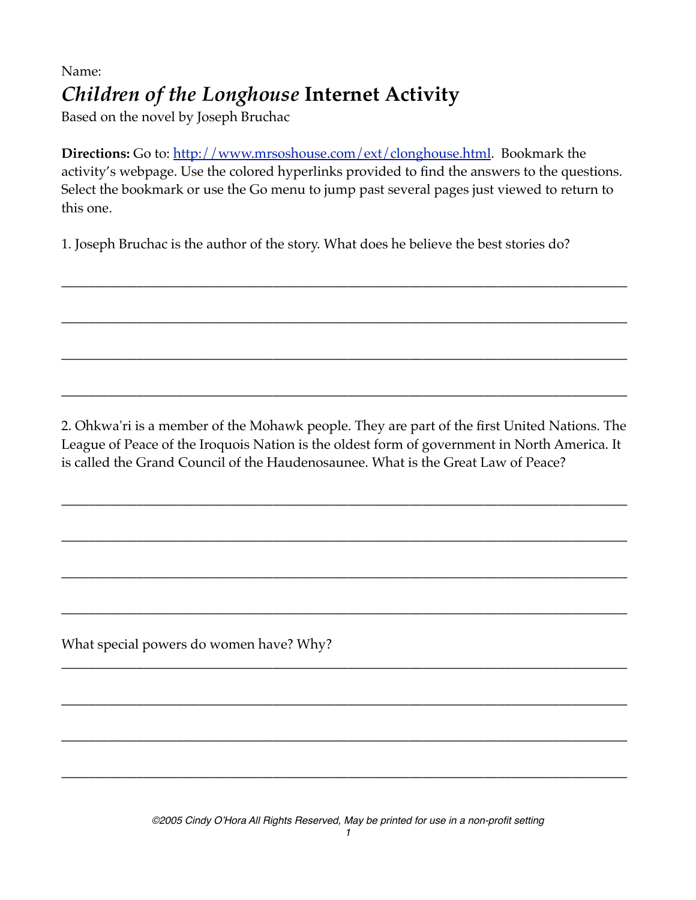Name:

# *Children of the Longhouse* Internet Activity

Based on the novel by Joseph Bruchac

**Directions:** Go to: [http://www.mrsoshouse.com/ext/clonghouse.html](http://www.mrsoshouse.com/ext/clonghouse.html). Bookmark the activity's webpage. Use the colored hyperlinks provided to find the answers to the questions. Select the bookmark or use the Go menu to jump past several pages just viewed to return to this one.

1. Joseph Bruchac is the author of the story. What does he believe the best stories do?

______________________________________________________________________________

______________________________________________________________________________

______________________________________________________________________________

______________________________________________________________________________

2. Ohkwa'ri is a member of the Mohawk people. They are part of the first United Nations. The League of Peace of the Iroquois Nation is the oldest form of government in North America. It is called the Grand Council of the Haudenosaunee. What is the Great Law of Peace?

______________________________________________________________________________

______________________________________________________________________________

______________________________________________________________________________

______________________________________________________________________________

What special powers do women have? Why?

______________________________________________________________________________

______________________________________________________________________________

______________________________________________________________________________

______________________________________________________________________________

*©2005 Cindy O'Hora All Rights Reserved, May be printed for use in a non-profit setting*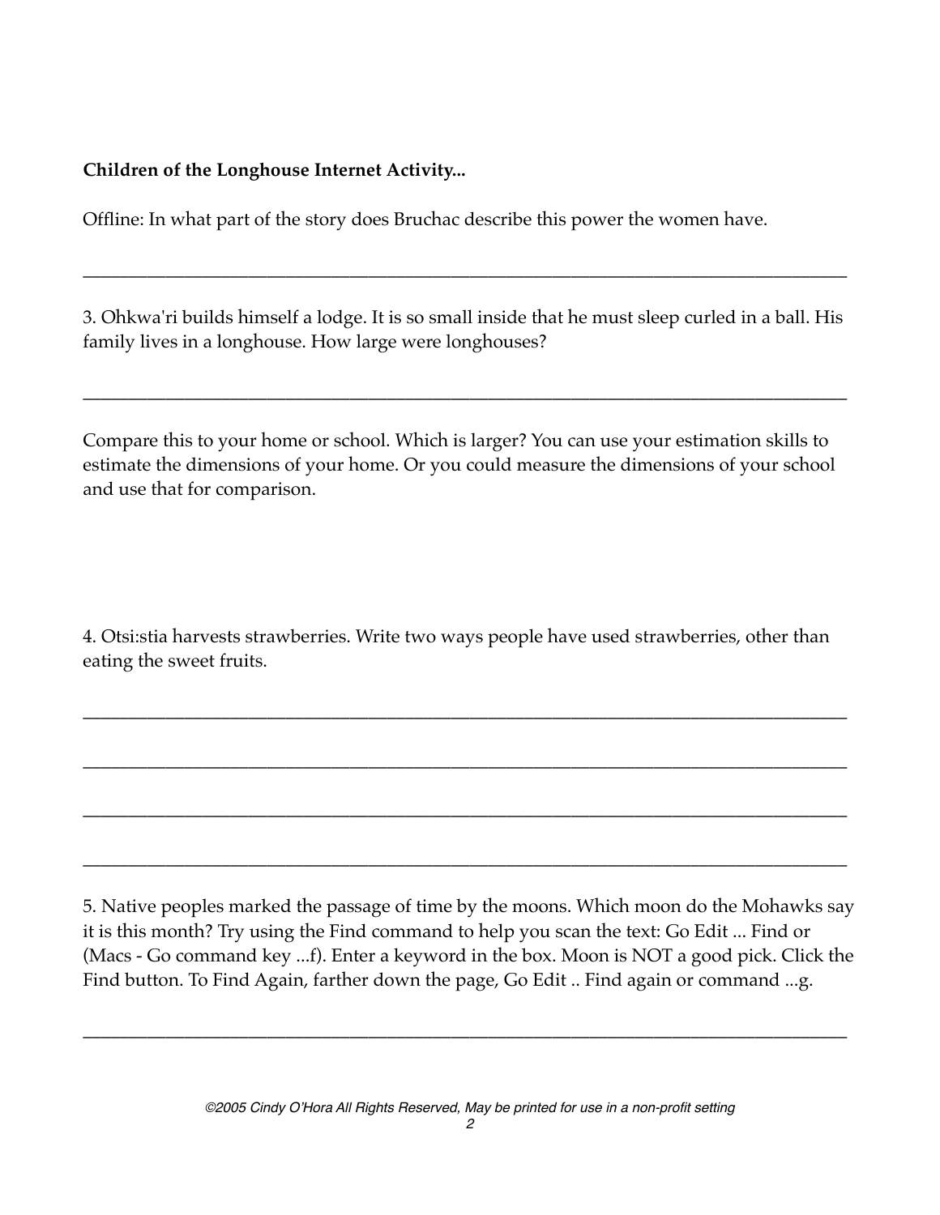**Children of the Longhouse Internet Activity...**

Offline: In what part of the story does Bruchac describe this power the women have.

______________________________________________________________________________

3. Ohkwa'ri builds himself a lodge. It is so small inside that he must sleep curled in a ball. His family lives in a longhouse. How large were longhouses?

______________________________________________________________________________

Compare this to your home or school. Which is larger? You can use your estimation skills to estimate the dimensions of your home. Or you could measure the dimensions of your school and use that for comparison.

4. Otsi:stia harvests strawberries. Write two ways people have used strawberries, other than eating the sweet fruits.

______________________________________________________________________________

______________________________________________________________________________

______________________________________________________________________________

______________________________________________________________________________

5. Native peoples marked the passage of time by the moons. Which moon do the Mohawks say it is this month? Try using the Find command to help you scan the text: Go Edit ... Find or (Macs - Go command key ...f). Enter a keyword in the box. Moon is NOT a good pick. Click the Find button. To Find Again, farther down the page, Go Edit .. Find again or command ...g.

______________________________________________________________________________

*©2005 Cindy O'Hora All Rights Reserved, May be printed for use in a non-profit setting*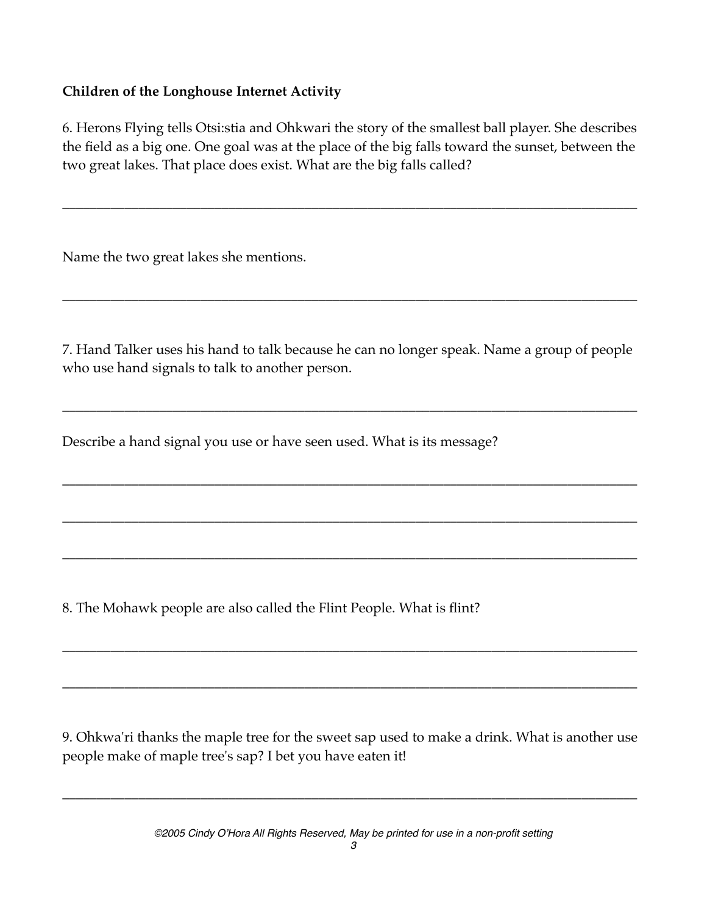**Children of the Longhouse Internet Activity**

6. Herons Flying tells Otsi:stia and Ohkwari the story of the smallest ball player. She describes the field as a big one. One goal was at the place of the big falls toward the sunset, between the two great lakes. That place does exist. What are the big falls called?

_______________________________________________________________________________

Name the two great lakes she mentions.

_______________________________________________________________________________

7. Hand Talker uses his hand to talk because he can no longer speak. Name a group of people who use hand signals to talk to another person.

_______________________________________________________________________________

Describe a hand signal you use or have seen used. What is its message?

_______________________________________________________________________________

_______________________________________________________________________________

_______________________________________________________________________________

8. The Mohawk people are also called the Flint People. What is flint?

_______________________________________________________________________________

_______________________________________________________________________________

9. Ohkwa'ri thanks the maple tree for the sweet sap used to make a drink. What is another use people make of maple tree's sap? I bet you have eaten it!

_______________________________________________________________________________

*©2005 Cindy O'Hora All Rights Reserved, May be printed for use in a non-profit setting*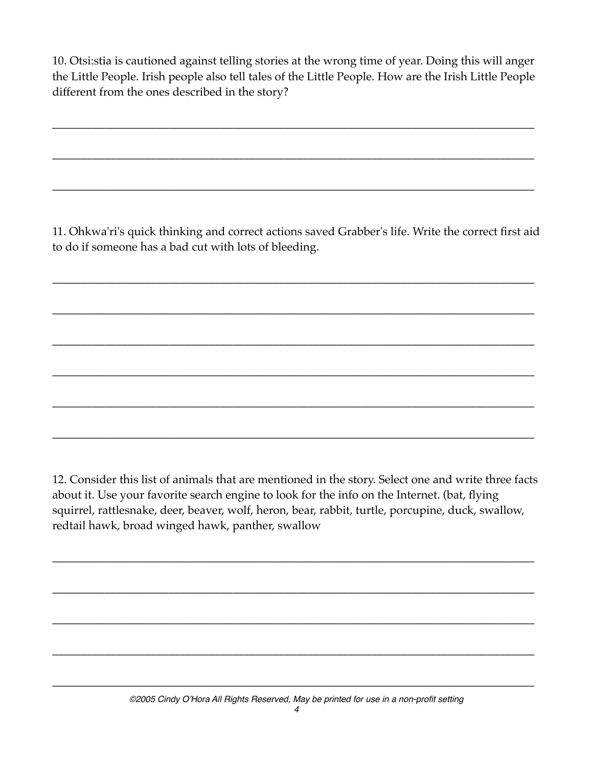10. Otsi:stia is cautioned against telling stories at the wrong time of year. Doing this will anger the Little People. Irish people also tell tales of the Little People. How are the Irish Little People different from the ones described in the story?

\_\_\_\_\_\_\_\_\_\_\_\_\_\_\_\_\_\_\_\_\_\_\_\_\_\_\_\_\_\_\_\_\_\_\_\_\_\_\_\_\_\_\_\_\_\_\_\_\_\_\_\_\_\_\_\_\_\_\_\_\_\_\_\_\_\_\_\_\_\_\_\_\_\_\_\_\_\_

\_\_\_\_\_\_\_\_\_\_\_\_\_\_\_\_\_\_\_\_\_\_\_\_\_\_\_\_\_\_\_\_\_\_\_\_\_\_\_\_\_\_\_\_\_\_\_\_\_\_\_\_\_\_\_\_\_\_\_\_\_\_\_\_\_\_\_\_\_\_\_\_\_\_\_\_\_\_

\_\_\_\_\_\_\_\_\_\_\_\_\_\_\_\_\_\_\_\_\_\_\_\_\_\_\_\_\_\_\_\_\_\_\_\_\_\_\_\_\_\_\_\_\_\_\_\_\_\_\_\_\_\_\_\_\_\_\_\_\_\_\_\_\_\_\_\_\_\_\_\_\_\_\_\_\_\_

11. Ohkwa'ri's quick thinking and correct actions saved Grabber's life. Write the correct first aid to do if someone has a bad cut with lots of bleeding.

\_\_\_\_\_\_\_\_\_\_\_\_\_\_\_\_\_\_\_\_\_\_\_\_\_\_\_\_\_\_\_\_\_\_\_\_\_\_\_\_\_\_\_\_\_\_\_\_\_\_\_\_\_\_\_\_\_\_\_\_\_\_\_\_\_\_\_\_\_\_\_\_\_\_\_\_\_\_

\_\_\_\_\_\_\_\_\_\_\_\_\_\_\_\_\_\_\_\_\_\_\_\_\_\_\_\_\_\_\_\_\_\_\_\_\_\_\_\_\_\_\_\_\_\_\_\_\_\_\_\_\_\_\_\_\_\_\_\_\_\_\_\_\_\_\_\_\_\_\_\_\_\_\_\_\_\_

\_\_\_\_\_\_\_\_\_\_\_\_\_\_\_\_\_\_\_\_\_\_\_\_\_\_\_\_\_\_\_\_\_\_\_\_\_\_\_\_\_\_\_\_\_\_\_\_\_\_\_\_\_\_\_\_\_\_\_\_\_\_\_\_\_\_\_\_\_\_\_\_\_\_\_\_\_\_

\_\_\_\_\_\_\_\_\_\_\_\_\_\_\_\_\_\_\_\_\_\_\_\_\_\_\_\_\_\_\_\_\_\_\_\_\_\_\_\_\_\_\_\_\_\_\_\_\_\_\_\_\_\_\_\_\_\_\_\_\_\_\_\_\_\_\_\_\_\_\_\_\_\_\_\_\_\_

\_\_\_\_\_\_\_\_\_\_\_\_\_\_\_\_\_\_\_\_\_\_\_\_\_\_\_\_\_\_\_\_\_\_\_\_\_\_\_\_\_\_\_\_\_\_\_\_\_\_\_\_\_\_\_\_\_\_\_\_\_\_\_\_\_\_\_\_\_\_\_\_\_\_\_\_\_\_

\_\_\_\_\_\_\_\_\_\_\_\_\_\_\_\_\_\_\_\_\_\_\_\_\_\_\_\_\_\_\_\_\_\_\_\_\_\_\_\_\_\_\_\_\_\_\_\_\_\_\_\_\_\_\_\_\_\_\_\_\_\_\_\_\_\_\_\_\_\_\_\_\_\_\_\_\_\_

12. Consider this list of animals that are mentioned in the story. Select one and write three facts about it. Use your favorite search engine to look for the info on the Internet. (bat, flying squirrel, rattlesnake, deer, beaver, wolf, heron, bear, rabbit, turtle, porcupine, duck, swallow, redtail hawk, broad winged hawk, panther, swallow

\_\_\_\_\_\_\_\_\_\_\_\_\_\_\_\_\_\_\_\_\_\_\_\_\_\_\_\_\_\_\_\_\_\_\_\_\_\_\_\_\_\_\_\_\_\_\_\_\_\_\_\_\_\_\_\_\_\_\_\_\_\_\_\_\_\_\_\_\_\_\_\_\_\_\_\_\_\_

\_\_\_\_\_\_\_\_\_\_\_\_\_\_\_\_\_\_\_\_\_\_\_\_\_\_\_\_\_\_\_\_\_\_\_\_\_\_\_\_\_\_\_\_\_\_\_\_\_\_\_\_\_\_\_\_\_\_\_\_\_\_\_\_\_\_\_\_\_\_\_\_\_\_\_\_\_\_

\_\_\_\_\_\_\_\_\_\_\_\_\_\_\_\_\_\_\_\_\_\_\_\_\_\_\_\_\_\_\_\_\_\_\_\_\_\_\_\_\_\_\_\_\_\_\_\_\_\_\_\_\_\_\_\_\_\_\_\_\_\_\_\_\_\_\_\_\_\_\_\_\_\_\_\_\_\_

\_\_\_\_\_\_\_\_\_\_\_\_\_\_\_\_\_\_\_\_\_\_\_\_\_\_\_\_\_\_\_\_\_\_\_\_\_\_\_\_\_\_\_\_\_\_\_\_\_\_\_\_\_\_\_\_\_\_\_\_\_\_\_\_\_\_\_\_\_\_\_\_\_\_\_\_\_\_

\_\_\_\_\_\_\_\_\_\_\_\_\_\_\_\_\_\_\_\_\_\_\_\_\_\_\_\_\_\_\_\_\_\_\_\_\_\_\_\_\_\_\_\_\_\_\_\_\_\_\_\_\_\_\_\_\_\_\_\_\_\_\_\_\_\_\_\_\_\_\_\_\_\_\_\_\_\_

*©2005 Cindy O'Hora All Rights Reserved, May be printed for use in a non-profit setting*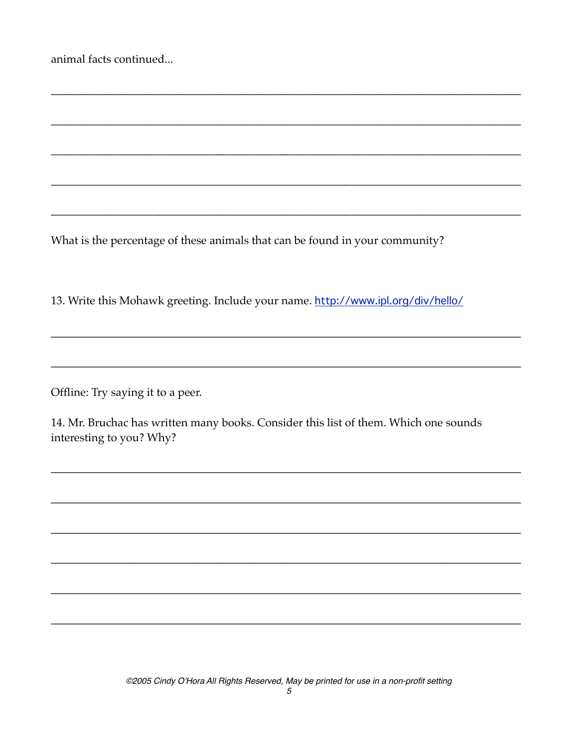animal facts continued...

\_\_\_\_\_\_\_\_\_\_\_\_\_\_\_\_\_\_\_\_\_\_\_\_\_\_\_\_\_\_\_\_\_\_\_\_\_\_\_\_\_\_\_\_\_\_\_\_\_\_\_\_\_\_\_\_\_\_\_\_\_\_\_\_\_\_\_\_

\_\_\_\_\_\_\_\_\_\_\_\_\_\_\_\_\_\_\_\_\_\_\_\_\_\_\_\_\_\_\_\_\_\_\_\_\_\_\_\_\_\_\_\_\_\_\_\_\_\_\_\_\_\_\_\_\_\_\_\_\_\_\_\_\_\_\_\_

\_\_\_\_\_\_\_\_\_\_\_\_\_\_\_\_\_\_\_\_\_\_\_\_\_\_\_\_\_\_\_\_\_\_\_\_\_\_\_\_\_\_\_\_\_\_\_\_\_\_\_\_\_\_\_\_\_\_\_\_\_\_\_\_\_\_\_\_

\_\_\_\_\_\_\_\_\_\_\_\_\_\_\_\_\_\_\_\_\_\_\_\_\_\_\_\_\_\_\_\_\_\_\_\_\_\_\_\_\_\_\_\_\_\_\_\_\_\_\_\_\_\_\_\_\_\_\_\_\_\_\_\_\_\_\_\_

\_\_\_\_\_\_\_\_\_\_\_\_\_\_\_\_\_\_\_\_\_\_\_\_\_\_\_\_\_\_\_\_\_\_\_\_\_\_\_\_\_\_\_\_\_\_\_\_\_\_\_\_\_\_\_\_\_\_\_\_\_\_\_\_\_\_\_\_

What is the percentage of these animals that can be found in your community?

13. Write this Mohawk greeting. Include your name. http://www.ipl.org/div/hello/

\_\_\_\_\_\_\_\_\_\_\_\_\_\_\_\_\_\_\_\_\_\_\_\_\_\_\_\_\_\_\_\_\_\_\_\_\_\_\_\_\_\_\_\_\_\_\_\_\_\_\_\_\_\_\_\_\_\_\_\_\_\_\_\_\_\_\_\_

\_\_\_\_\_\_\_\_\_\_\_\_\_\_\_\_\_\_\_\_\_\_\_\_\_\_\_\_\_\_\_\_\_\_\_\_\_\_\_\_\_\_\_\_\_\_\_\_\_\_\_\_\_\_\_\_\_\_\_\_\_\_\_\_\_\_\_\_

Offline: Try saying it to a peer.

14. Mr. Bruchac has written many books. Consider this list of them. Which one sounds interesting to you? Why?

\_\_\_\_\_\_\_\_\_\_\_\_\_\_\_\_\_\_\_\_\_\_\_\_\_\_\_\_\_\_\_\_\_\_\_\_\_\_\_\_\_\_\_\_\_\_\_\_\_\_\_\_\_\_\_\_\_\_\_\_\_\_\_\_\_\_\_\_

\_\_\_\_\_\_\_\_\_\_\_\_\_\_\_\_\_\_\_\_\_\_\_\_\_\_\_\_\_\_\_\_\_\_\_\_\_\_\_\_\_\_\_\_\_\_\_\_\_\_\_\_\_\_\_\_\_\_\_\_\_\_\_\_\_\_\_\_

\_\_\_\_\_\_\_\_\_\_\_\_\_\_\_\_\_\_\_\_\_\_\_\_\_\_\_\_\_\_\_\_\_\_\_\_\_\_\_\_\_\_\_\_\_\_\_\_\_\_\_\_\_\_\_\_\_\_\_\_\_\_\_\_\_\_\_\_

\_\_\_\_\_\_\_\_\_\_\_\_\_\_\_\_\_\_\_\_\_\_\_\_\_\_\_\_\_\_\_\_\_\_\_\_\_\_\_\_\_\_\_\_\_\_\_\_\_\_\_\_\_\_\_\_\_\_\_\_\_\_\_\_\_\_\_\_

\_\_\_\_\_\_\_\_\_\_\_\_\_\_\_\_\_\_\_\_\_\_\_\_\_\_\_\_\_\_\_\_\_\_\_\_\_\_\_\_\_\_\_\_\_\_\_\_\_\_\_\_\_\_\_\_\_\_\_\_\_\_\_\_\_\_\_\_

\_\_\_\_\_\_\_\_\_\_\_\_\_\_\_\_\_\_\_\_\_\_\_\_\_\_\_\_\_\_\_\_\_\_\_\_\_\_\_\_\_\_\_\_\_\_\_\_\_\_\_\_\_\_\_\_\_\_\_\_\_\_\_\_\_\_\_\_

*©2005 Cindy O'Hora All Rights Reserved, May be printed for use in a non-profit setting*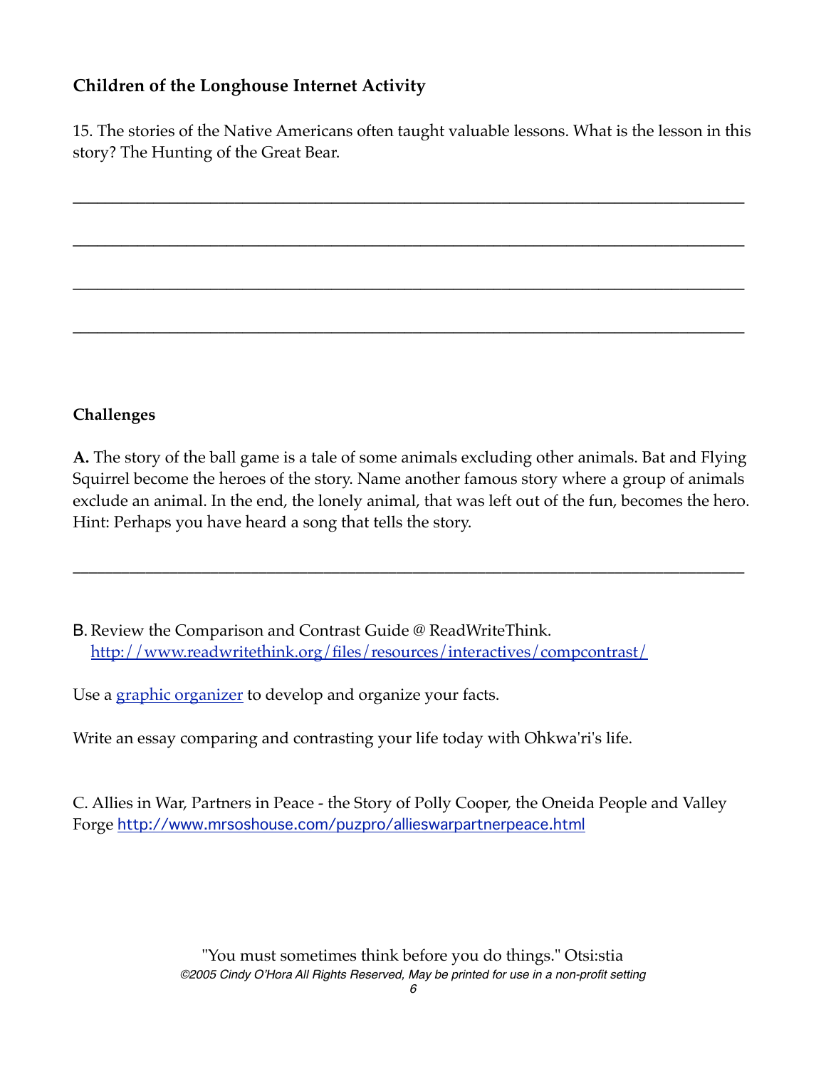**Children of the Longhouse Internet Activity**

15. The stories of the Native Americans often taught valuable lessons. What is the lesson in this story? The Hunting of the Great Bear.

______________________________________________________________________________

______________________________________________________________________________

______________________________________________________________________________

______________________________________________________________________________

**Challenges**

**A.** The story of the ball game is a tale of some animals excluding other animals. Bat and Flying Squirrel become the heroes of the story. Name another famous story where a group of animals exclude an animal. In the end, the lonely animal, that was left out of the fun, becomes the hero. Hint: Perhaps you have heard a song that tells the story.

______________________________________________________________________________

B. Review the Comparison and Contrast Guide @ ReadWriteThink. [http://www.readwritethink.org/files/resources/interactives/compcontrast/](http://www.readwritethink.org/files/resources/interactives/compcontrast/)

Use a graphic organizer to develop and organize your facts.

Write an essay comparing and contrasting your life today with Ohkwa'ri's life.

C. Allies in War, Partners in Peace - the Story of Polly Cooper, the Oneida People and Valley Forge [http://www.mrsoshouse.com/puzpro/allieswarpartnerpeace.html](http://www.mrsoshouse.com/puzpro/allieswarpartnerpeace.html)

"You must sometimes think before you do things." Otsi:stia

*©2005 Cindy O'Hora All Rights Reserved, May be printed for use in a non-profit setting*